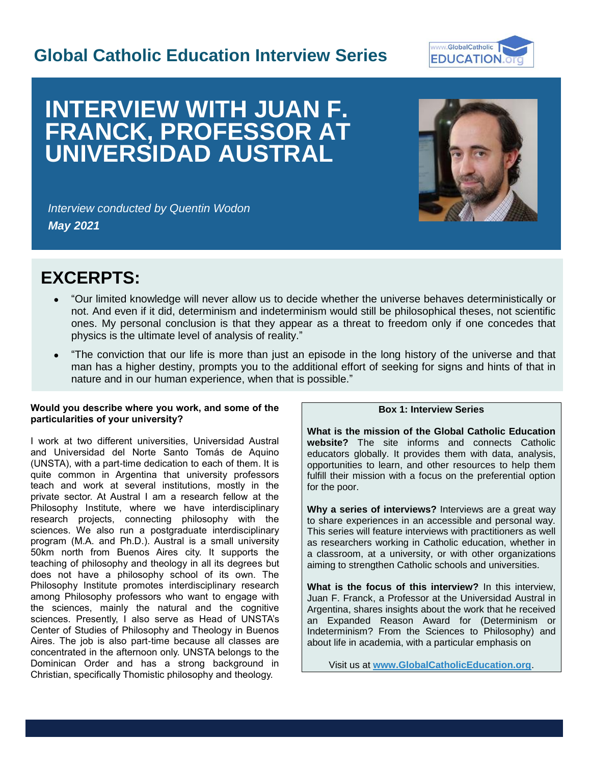## Global Catholic Education Interview Series

# INTERVIEW WITH JUAN F. FRANCK, PROFESSOR AT UNIVERSIDAD AUSTRAL

*Interview conducted by Quentin Wodon*

***May 2021***

## EXCERPTS:

- "Our limited knowledge will never allow us to decide whether the universe behaves deterministically or not. And even if it did, determinism and indeterminism would still be philosophical theses, not scientific ones. My personal conclusion is that they appear as a threat to freedom only if one concedes that physics is the ultimate level of analysis of reality."
- "The conviction that our life is more than just an episode in the long history of the universe and that man has a higher destiny, prompts you to the additional effort of seeking for signs and hints of that in nature and in our human experience, when that is possible."

**Would you describe where you work, and some of the particularities of your university?**

I work at two different universities, Universidad Austral and Universidad del Norte Santo Tomás de Aquino (UNSTA), with a part-time dedication to each of them. It is quite common in Argentina that university professors teach and work at several institutions, mostly in the private sector. At Austral I am a research fellow at the Philosophy Institute, where we have interdisciplinary research projects, connecting philosophy with the sciences. We also run a postgraduate interdisciplinary program (M.A. and Ph.D.). Austral is a small university 50km north from Buenos Aires city. It supports the teaching of philosophy and theology in all its degrees but does not have a philosophy school of its own. The Philosophy Institute promotes interdisciplinary research among Philosophy professors who want to engage with the sciences, mainly the natural and the cognitive sciences. Presently, I also serve as Head of UNSTA's Center of Studies of Philosophy and Theology in Buenos Aires. The job is also part-time because all classes are concentrated in the afternoon only. UNSTA belongs to the Dominican Order and has a strong background in Christian, specifically Thomistic philosophy and theology.

**Box 1: Interview Series**

**What is the mission of the Global Catholic Education website?** The site informs and connects Catholic educators globally. It provides them with data, analysis, opportunities to learn, and other resources to help them fulfill their mission with a focus on the preferential option for the poor.

**Why a series of interviews?** Interviews are a great way to share experiences in an accessible and personal way. This series will feature interviews with practitioners as well as researchers working in Catholic education, whether in a classroom, at a university, or with other organizations aiming to strengthen Catholic schools and universities.

**What is the focus of this interview?** In this interview, Juan F. Franck, a Professor at the Universidad Austral in Argentina, shares insights about the work that he received an Expanded Reason Award for (Determinism or Indeterminism? From the Sciences to Philosophy) and about life in academia, with a particular emphasis on

Visit us at **www.GlobalCatholicEducation.org**.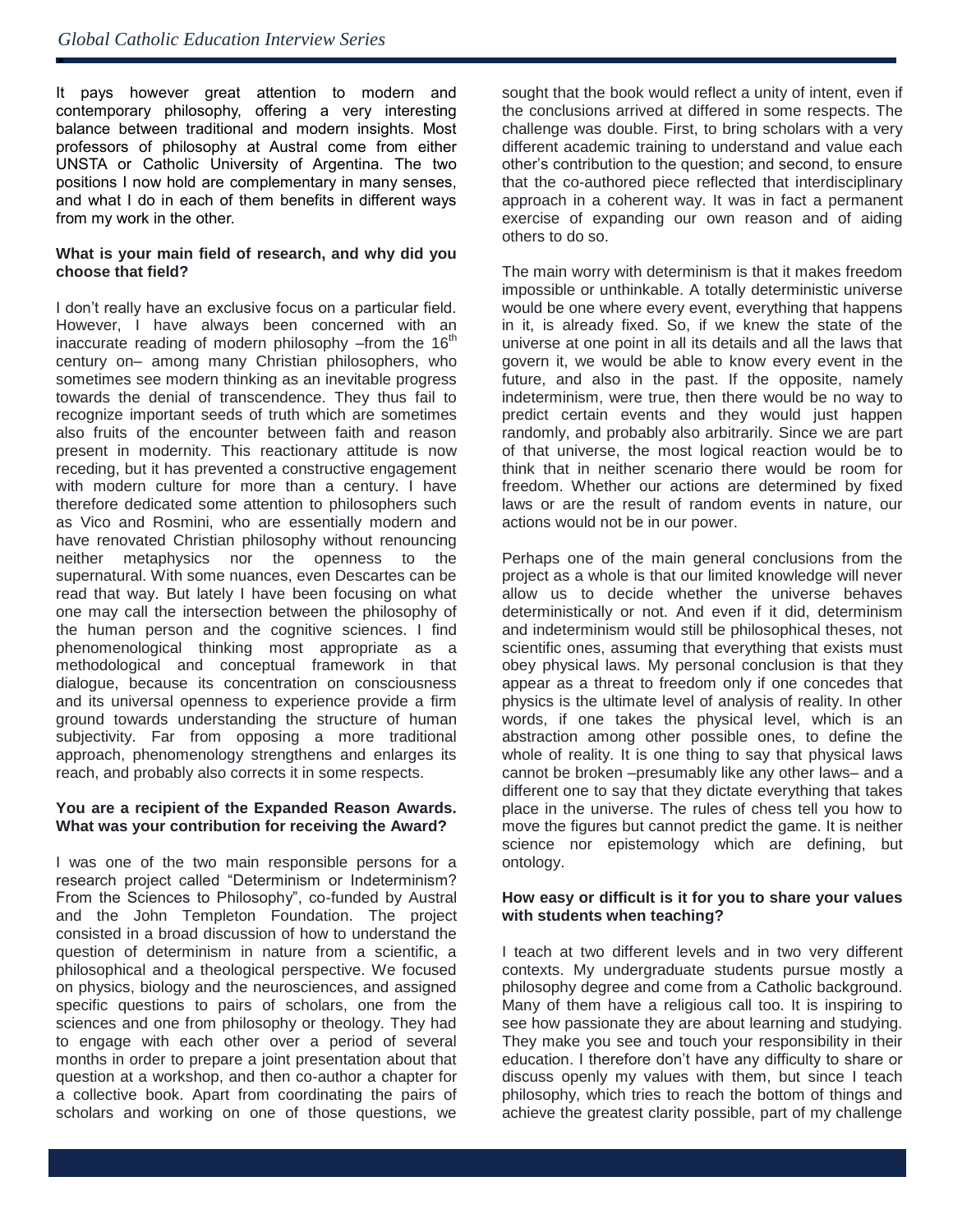It pays however great attention to modern and contemporary philosophy, offering a very interesting balance between traditional and modern insights. Most professors of philosophy at Austral come from either UNSTA or Catholic University of Argentina. The two positions I now hold are complementary in many senses, and what I do in each of them benefits in different ways from my work in the other.

**What is your main field of research, and why did you choose that field?**

I don't really have an exclusive focus on a particular field. However, I have always been concerned with an inaccurate reading of modern philosophy –from the 16th century on– among many Christian philosophers, who sometimes see modern thinking as an inevitable progress towards the denial of transcendence. They thus fail to recognize important seeds of truth which are sometimes also fruits of the encounter between faith and reason present in modernity. This reactionary attitude is now receding, but it has prevented a constructive engagement with modern culture for more than a century. I have therefore dedicated some attention to philosophers such as Vico and Rosmini, who are essentially modern and have renovated Christian philosophy without renouncing neither metaphysics nor the openness to the supernatural. With some nuances, even Descartes can be read that way. But lately I have been focusing on what one may call the intersection between the philosophy of the human person and the cognitive sciences. I find phenomenological thinking most appropriate as a methodological and conceptual framework in that dialogue, because its concentration on consciousness and its universal openness to experience provide a firm ground towards understanding the structure of human subjectivity. Far from opposing a more traditional approach, phenomenology strengthens and enlarges its reach, and probably also corrects it in some respects.

**You are a recipient of the Expanded Reason Awards. What was your contribution for receiving the Award?**

I was one of the two main responsible persons for a research project called "Determinism or Indeterminism? From the Sciences to Philosophy", co-funded by Austral and the John Templeton Foundation. The project consisted in a broad discussion of how to understand the question of determinism in nature from a scientific, a philosophical and a theological perspective. We focused on physics, biology and the neurosciences, and assigned specific questions to pairs of scholars, one from the sciences and one from philosophy or theology. They had to engage with each other over a period of several months in order to prepare a joint presentation about that question at a workshop, and then co-author a chapter for a collective book. Apart from coordinating the pairs of scholars and working on one of those questions, we sought that the book would reflect a unity of intent, even if the conclusions arrived at differed in some respects. The challenge was double. First, to bring scholars with a very different academic training to understand and value each other's contribution to the question; and second, to ensure that the co-authored piece reflected that interdisciplinary approach in a coherent way. It was in fact a permanent exercise of expanding our own reason and of aiding others to do so.

The main worry with determinism is that it makes freedom impossible or unthinkable. A totally deterministic universe would be one where every event, everything that happens in it, is already fixed. So, if we knew the state of the universe at one point in all its details and all the laws that govern it, we would be able to know every event in the future, and also in the past. If the opposite, namely indeterminism, were true, then there would be no way to predict certain events and they would just happen randomly, and probably also arbitrarily. Since we are part of that universe, the most logical reaction would be to think that in neither scenario there would be room for freedom. Whether our actions are determined by fixed laws or are the result of random events in nature, our actions would not be in our power.

Perhaps one of the main general conclusions from the project as a whole is that our limited knowledge will never allow us to decide whether the universe behaves deterministically or not. And even if it did, determinism and indeterminism would still be philosophical theses, not scientific ones, assuming that everything that exists must obey physical laws. My personal conclusion is that they appear as a threat to freedom only if one concedes that physics is the ultimate level of analysis of reality. In other words, if one takes the physical level, which is an abstraction among other possible ones, to define the whole of reality. It is one thing to say that physical laws cannot be broken –presumably like any other laws– and a different one to say that they dictate everything that takes place in the universe. The rules of chess tell you how to move the figures but cannot predict the game. It is neither science nor epistemology which are defining, but ontology.

**How easy or difficult is it for you to share your values with students when teaching?**

I teach at two different levels and in two very different contexts. My undergraduate students pursue mostly a philosophy degree and come from a Catholic background. Many of them have a religious call too. It is inspiring to see how passionate they are about learning and studying. They make you see and touch your responsibility in their education. I therefore don't have any difficulty to share or discuss openly my values with them, but since I teach philosophy, which tries to reach the bottom of things and achieve the greatest clarity possible, part of my challenge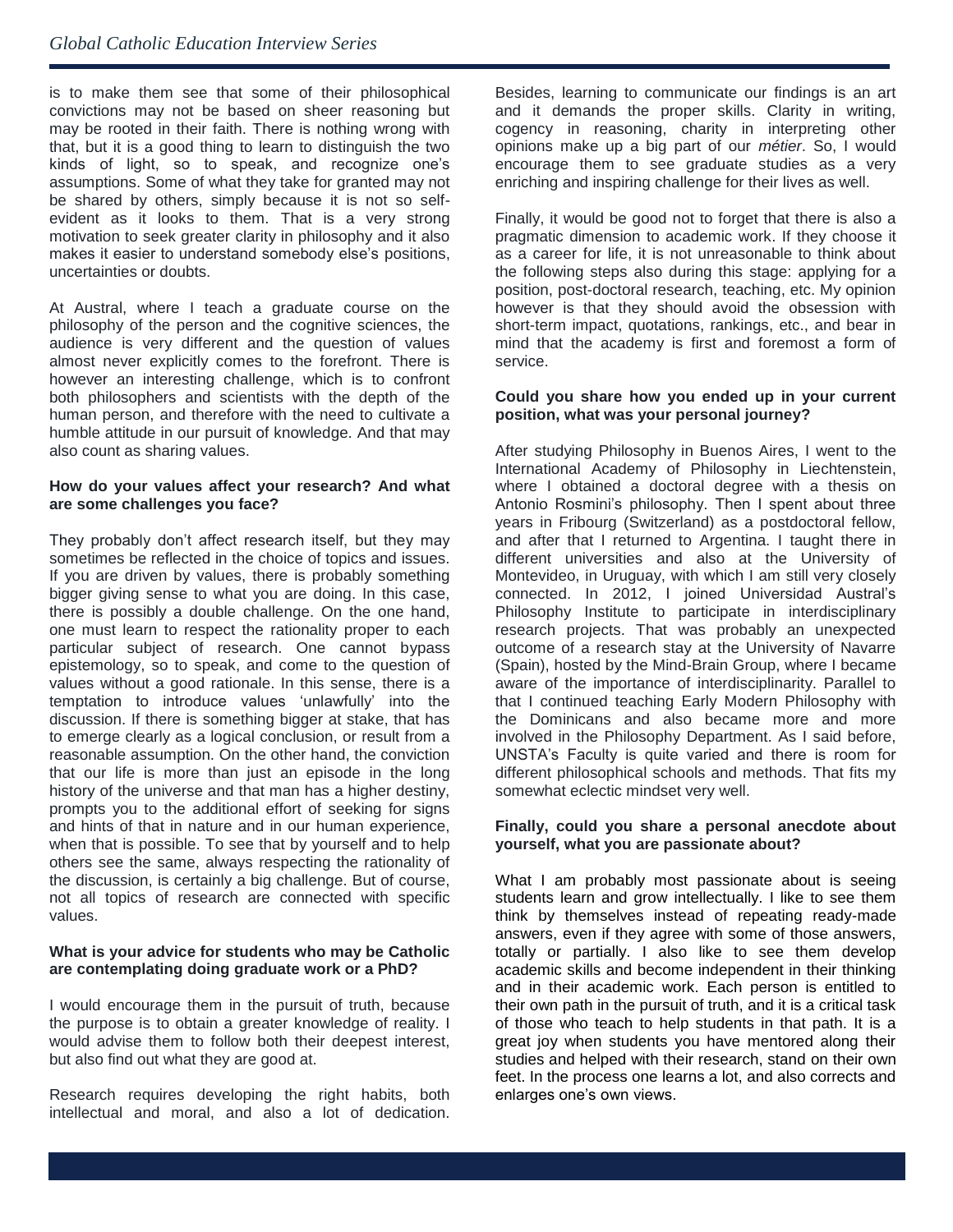is to make them see that some of their philosophical convictions may not be based on sheer reasoning but may be rooted in their faith. There is nothing wrong with that, but it is a good thing to learn to distinguish the two kinds of light, so to speak, and recognize one's assumptions. Some of what they take for granted may not be shared by others, simply because it is not so self-evident as it looks to them. That is a very strong motivation to seek greater clarity in philosophy and it also makes it easier to understand somebody else's positions, uncertainties or doubts.

At Austral, where I teach a graduate course on the philosophy of the person and the cognitive sciences, the audience is very different and the question of values almost never explicitly comes to the forefront. There is however an interesting challenge, which is to confront both philosophers and scientists with the depth of the human person, and therefore with the need to cultivate a humble attitude in our pursuit of knowledge. And that may also count as sharing values.

**How do your values affect your research? And what are some challenges you face?**

They probably don't affect research itself, but they may sometimes be reflected in the choice of topics and issues. If you are driven by values, there is probably something bigger giving sense to what you are doing. In this case, there is possibly a double challenge. On the one hand, one must learn to respect the rationality proper to each particular subject of research. One cannot bypass epistemology, so to speak, and come to the question of values without a good rationale. In this sense, there is a temptation to introduce values 'unlawfully' into the discussion. If there is something bigger at stake, that has to emerge clearly as a logical conclusion, or result from a reasonable assumption. On the other hand, the conviction that our life is more than just an episode in the long history of the universe and that man has a higher destiny, prompts you to the additional effort of seeking for signs and hints of that in nature and in our human experience, when that is possible. To see that by yourself and to help others see the same, always respecting the rationality of the discussion, is certainly a big challenge. But of course, not all topics of research are connected with specific values.

**What is your advice for students who may be Catholic are contemplating doing graduate work or a PhD?**

I would encourage them in the pursuit of truth, because the purpose is to obtain a greater knowledge of reality. I would advise them to follow both their deepest interest, but also find out what they are good at.

Research requires developing the right habits, both intellectual and moral, and also a lot of dedication. Besides, learning to communicate our findings is an art and it demands the proper skills. Clarity in writing, cogency in reasoning, charity in interpreting other opinions make up a big part of our *métier*. So, I would encourage them to see graduate studies as a very enriching and inspiring challenge for their lives as well.

Finally, it would be good not to forget that there is also a pragmatic dimension to academic work. If they choose it as a career for life, it is not unreasonable to think about the following steps also during this stage: applying for a position, post-doctoral research, teaching, etc. My opinion however is that they should avoid the obsession with short-term impact, quotations, rankings, etc., and bear in mind that the academy is first and foremost a form of service.

**Could you share how you ended up in your current position, what was your personal journey?**

After studying Philosophy in Buenos Aires, I went to the International Academy of Philosophy in Liechtenstein, where I obtained a doctoral degree with a thesis on Antonio Rosmini's philosophy. Then I spent about three years in Fribourg (Switzerland) as a postdoctoral fellow, and after that I returned to Argentina. I taught there in different universities and also at the University of Montevideo, in Uruguay, with which I am still very closely connected. In 2012, I joined Universidad Austral's Philosophy Institute to participate in interdisciplinary research projects. That was probably an unexpected outcome of a research stay at the University of Navarre (Spain), hosted by the Mind-Brain Group, where I became aware of the importance of interdisciplinarity. Parallel to that I continued teaching Early Modern Philosophy with the Dominicans and also became more and more involved in the Philosophy Department. As I said before, UNSTA's Faculty is quite varied and there is room for different philosophical schools and methods. That fits my somewhat eclectic mindset very well.

**Finally, could you share a personal anecdote about yourself, what you are passionate about?**

What I am probably most passionate about is seeing students learn and grow intellectually. I like to see them think by themselves instead of repeating ready-made answers, even if they agree with some of those answers, totally or partially. I also like to see them develop academic skills and become independent in their thinking and in their academic work. Each person is entitled to their own path in the pursuit of truth, and it is a critical task of those who teach to help students in that path. It is a great joy when students you have mentored along their studies and helped with their research, stand on their own feet. In the process one learns a lot, and also corrects and enlarges one's own views.